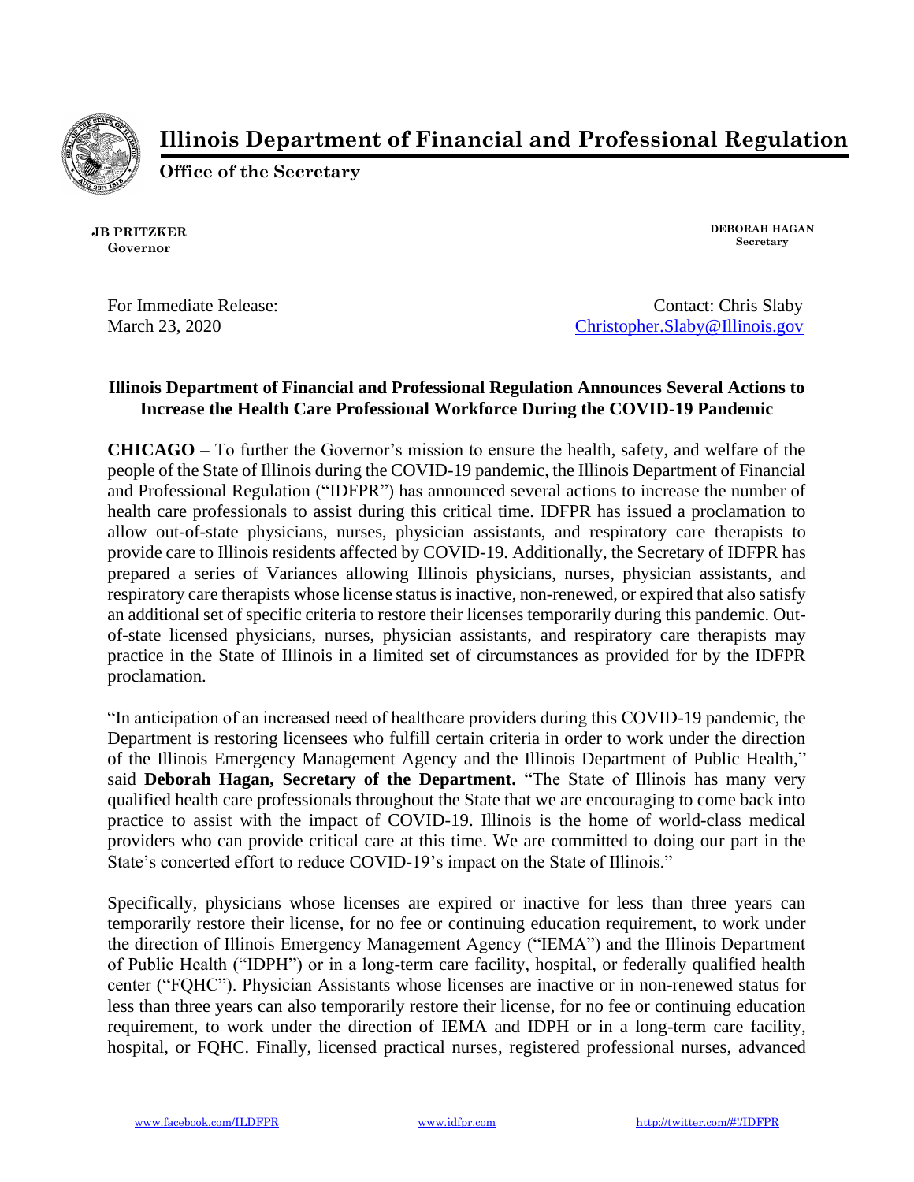# Illinois Department of Financial and Professional Regulation

**Office of the Secretary**

**JB PRITZKER**
**Governor**

**DEBORAH HAGAN**
**Secretary**

For Immediate Release:
March 23, 2020

Contact: Chris Slaby
Christopher.Slaby@Illinois.gov

**Illinois Department of Financial and Professional Regulation Announces Several Actions to Increase the Health Care Professional Workforce During the COVID-19 Pandemic**

**CHICAGO** – To further the Governor's mission to ensure the health, safety, and welfare of the people of the State of Illinois during the COVID-19 pandemic, the Illinois Department of Financial and Professional Regulation ("IDFPR") has announced several actions to increase the number of health care professionals to assist during this critical time. IDFPR has issued a proclamation to allow out-of-state physicians, nurses, physician assistants, and respiratory care therapists to provide care to Illinois residents affected by COVID-19. Additionally, the Secretary of IDFPR has prepared a series of Variances allowing Illinois physicians, nurses, physician assistants, and respiratory care therapists whose license status is inactive, non-renewed, or expired that also satisfy an additional set of specific criteria to restore their licenses temporarily during this pandemic. Out-of-state licensed physicians, nurses, physician assistants, and respiratory care therapists may practice in the State of Illinois in a limited set of circumstances as provided for by the IDFPR proclamation.

"In anticipation of an increased need of healthcare providers during this COVID-19 pandemic, the Department is restoring licensees who fulfill certain criteria in order to work under the direction of the Illinois Emergency Management Agency and the Illinois Department of Public Health," said **Deborah Hagan, Secretary of the Department.** "The State of Illinois has many very qualified health care professionals throughout the State that we are encouraging to come back into practice to assist with the impact of COVID-19. Illinois is the home of world-class medical providers who can provide critical care at this time. We are committed to doing our part in the State's concerted effort to reduce COVID-19's impact on the State of Illinois."

Specifically, physicians whose licenses are expired or inactive for less than three years can temporarily restore their license, for no fee or continuing education requirement, to work under the direction of Illinois Emergency Management Agency ("IEMA") and the Illinois Department of Public Health ("IDPH") or in a long-term care facility, hospital, or federally qualified health center ("FQHC"). Physician Assistants whose licenses are inactive or in non-renewed status for less than three years can also temporarily restore their license, for no fee or continuing education requirement, to work under the direction of IEMA and IDPH or in a long-term care facility, hospital, or FQHC. Finally, licensed practical nurses, registered professional nurses, advanced

www.facebook.com/ILDFPR www.idfpr.com http://twitter.com/#!/IDFPR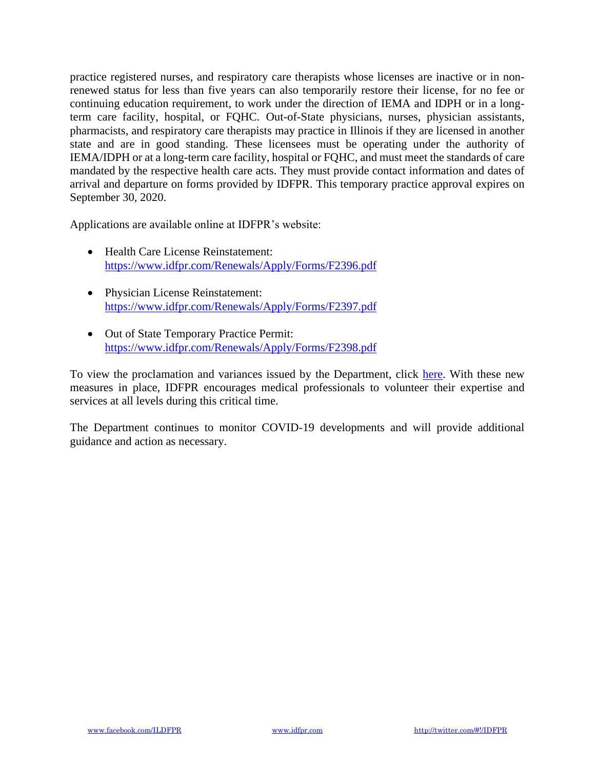practice registered nurses, and respiratory care therapists whose licenses are inactive or in non-renewed status for less than five years can also temporarily restore their license, for no fee or continuing education requirement, to work under the direction of IEMA and IDPH or in a long-term care facility, hospital, or FQHC. Out-of-State physicians, nurses, physician assistants, pharmacists, and respiratory care therapists may practice in Illinois if they are licensed in another state and are in good standing. These licensees must be operating under the authority of IEMA/IDPH or at a long-term care facility, hospital or FQHC, and must meet the standards of care mandated by the respective health care acts. They must provide contact information and dates of arrival and departure on forms provided by IDFPR. This temporary practice approval expires on September 30, 2020.

Applications are available online at IDFPR's website:

- Health Care License Reinstatement: https://www.idfpr.com/Renewals/Apply/Forms/F2396.pdf
- Physician License Reinstatement: https://www.idfpr.com/Renewals/Apply/Forms/F2397.pdf
- Out of State Temporary Practice Permit: https://www.idfpr.com/Renewals/Apply/Forms/F2398.pdf

To view the proclamation and variances issued by the Department, click here. With these new measures in place, IDFPR encourages medical professionals to volunteer their expertise and services at all levels during this critical time.

The Department continues to monitor COVID-19 developments and will provide additional guidance and action as necessary.